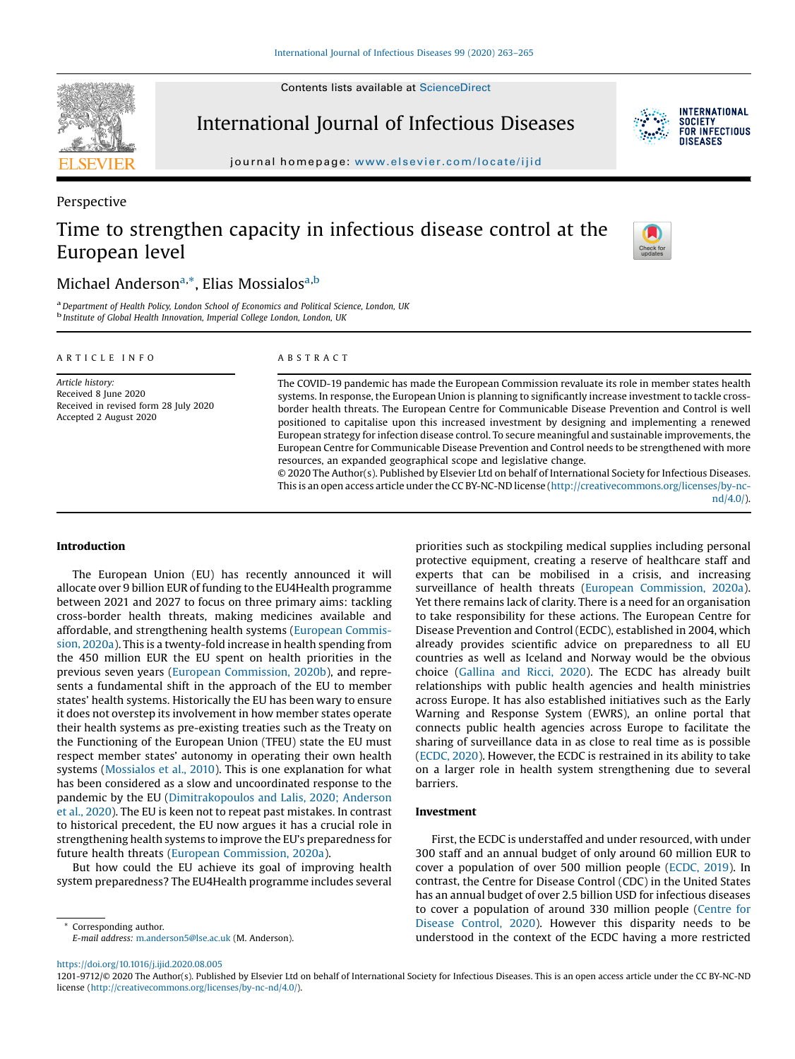Perspective

# Time to strengthen capacity in infectious disease control at the European level

Michael Anderson[a,*], Elias Mossialos[a,b]

[a] Department of Health Policy, London School of Economics and Political Science, London, UK
[b] Institute of Global Health Innovation, Imperial College London, London, UK

ARTICLE INFO

*Article history:*
Received 8 June 2020
Received in revised form 28 July 2020
Accepted 2 August 2020

ABSTRACT

The COVID-19 pandemic has made the European Commission revaluate its role in member states health systems. In response, the European Union is planning to significantly increase investment to tackle cross-border health threats. The European Centre for Communicable Disease Prevention and Control is well positioned to capitalise upon this increased investment by designing and implementing a renewed European strategy for infection disease control. To secure meaningful and sustainable improvements, the European Centre for Communicable Disease Prevention and Control needs to be strengthened with more resources, an expanded geographical scope and legislative change.

© 2020 The Author(s). Published by Elsevier Ltd on behalf of International Society for Infectious Diseases. This is an open access article under the CC BY-NC-ND license (http://creativecommons.org/licenses/by-nc-nd/4.0/).

## Introduction

The European Union (EU) has recently announced it will allocate over 9 billion EUR of funding to the EU4Health programme between 2021 and 2027 to focus on three primary aims: tackling cross-border health threats, making medicines available and affordable, and strengthening health systems (European Commission, 2020a). This is a twenty-fold increase in health spending from the 450 million EUR the EU spent on health priorities in the previous seven years (European Commission, 2020b), and represents a fundamental shift in the approach of the EU to member states' health systems. Historically the EU has been wary to ensure it does not overstep its involvement in how member states operate their health systems as pre-existing treaties such as the Treaty on the Functioning of the European Union (TFEU) state the EU must respect member states' autonomy in operating their own health systems (Mossialos et al., 2010). This is one explanation for what has been considered as a slow and uncoordinated response to the pandemic by the EU (Dimitrakopoulos and Lalis, 2020; Anderson et al., 2020). The EU is keen not to repeat past mistakes. In contrast to historical precedent, the EU now argues it has a crucial role in strengthening health systems to improve the EU's preparedness for future health threats (European Commission, 2020a).

But how could the EU achieve its goal of improving health system preparedness? The EU4Health programme includes several priorities such as stockpiling medical supplies including personal protective equipment, creating a reserve of healthcare staff and experts that can be mobilised in a crisis, and increasing surveillance of health threats (European Commission, 2020a). Yet there remains lack of clarity. There is a need for an organisation to take responsibility for these actions. The European Centre for Disease Prevention and Control (ECDC), established in 2004, which already provides scientific advice on preparedness to all EU countries as well as Iceland and Norway would be the obvious choice (Gallina and Ricci, 2020). The ECDC has already built relationships with public health agencies and health ministries across Europe. It has also established initiatives such as the Early Warning and Response System (EWRS), an online portal that connects public health agencies across Europe to facilitate the sharing of surveillance data in as close to real time as is possible (ECDC, 2020). However, the ECDC is restrained in its ability to take on a larger role in health system strengthening due to several barriers.

## Investment

First, the ECDC is understaffed and under resourced, with under 300 staff and an annual budget of only around 60 million EUR to cover a population of over 500 million people (ECDC, 2019). In contrast, the Centre for Disease Control (CDC) in the United States has an annual budget of over 2.5 billion USD for infectious diseases to cover a population of around 330 million people (Centre for Disease Control, 2020). However this disparity needs to be understood in the context of the ECDC having a more restricted

\* Corresponding author.
E-mail address: m.anderson5@lse.ac.uk (M. Anderson).

https://doi.org/10.1016/j.ijid.2020.08.005
1201-9712/© 2020 The Author(s). Published by Elsevier Ltd on behalf of International Society for Infectious Diseases. This is an open access article under the CC BY-NC-ND license (http://creativecommons.org/licenses/by-nc-nd/4.0/).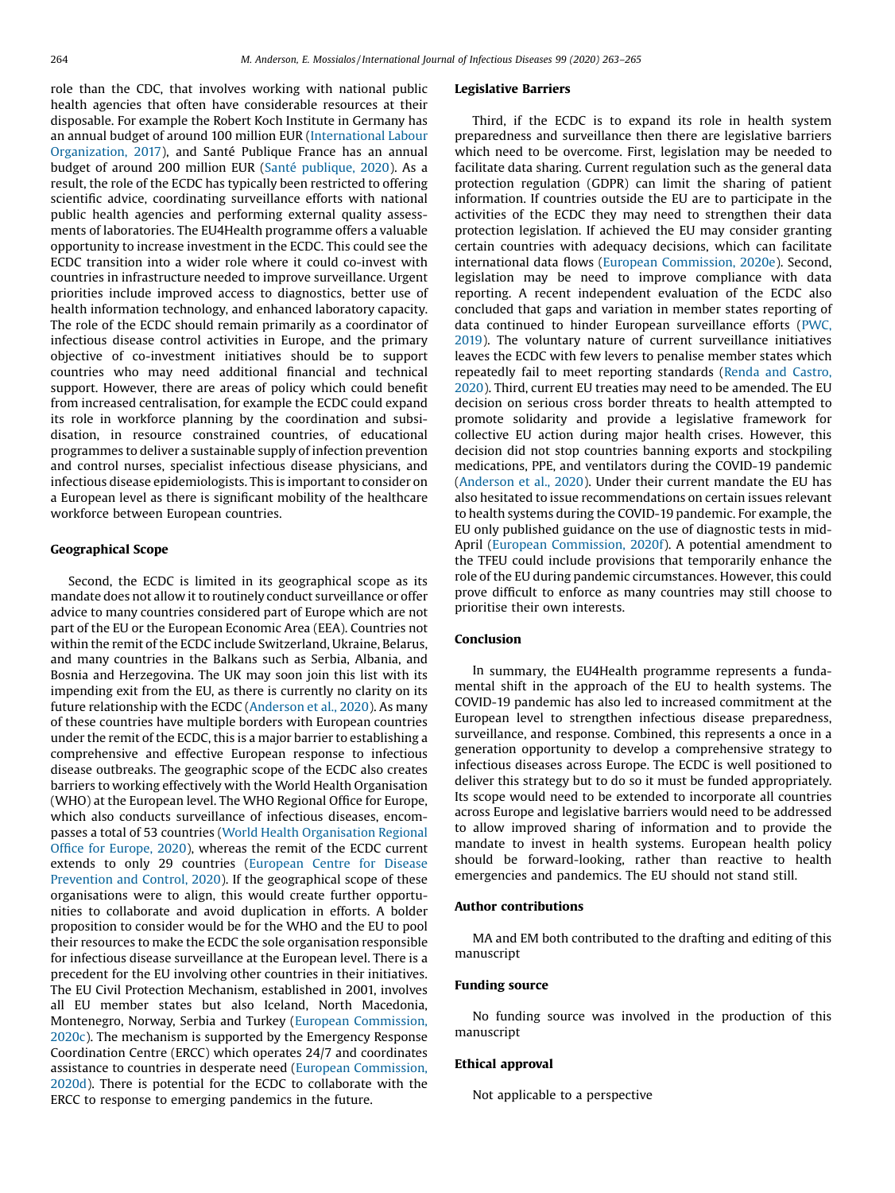role than the CDC, that involves working with national public health agencies that often have considerable resources at their disposable. For example the Robert Koch Institute in Germany has an annual budget of around 100 million EUR (International Labour Organization, 2017), and Santé Publique France has an annual budget of around 200 million EUR (Santé publique, 2020). As a result, the role of the ECDC has typically been restricted to offering scientific advice, coordinating surveillance efforts with national public health agencies and performing external quality assessments of laboratories. The EU4Health programme offers a valuable opportunity to increase investment in the ECDC. This could see the ECDC transition into a wider role where it could co-invest with countries in infrastructure needed to improve surveillance. Urgent priorities include improved access to diagnostics, better use of health information technology, and enhanced laboratory capacity. The role of the ECDC should remain primarily as a coordinator of infectious disease control activities in Europe, and the primary objective of co-investment initiatives should be to support countries who may need additional financial and technical support. However, there are areas of policy which could benefit from increased centralisation, for example the ECDC could expand its role in workforce planning by the coordination and subsidisation, in resource constrained countries, of educational programmes to deliver a sustainable supply of infection prevention and control nurses, specialist infectious disease physicians, and infectious disease epidemiologists. This is important to consider on a European level as there is significant mobility of the healthcare workforce between European countries.

## Geographical Scope

Second, the ECDC is limited in its geographical scope as its mandate does not allow it to routinely conduct surveillance or offer advice to many countries considered part of Europe which are not part of the EU or the European Economic Area (EEA). Countries not within the remit of the ECDC include Switzerland, Ukraine, Belarus, and many countries in the Balkans such as Serbia, Albania, and Bosnia and Herzegovina. The UK may soon join this list with its impending exit from the EU, as there is currently no clarity on its future relationship with the ECDC (Anderson et al., 2020). As many of these countries have multiple borders with European countries under the remit of the ECDC, this is a major barrier to establishing a comprehensive and effective European response to infectious disease outbreaks. The geographic scope of the ECDC also creates barriers to working effectively with the World Health Organisation (WHO) at the European level. The WHO Regional Office for Europe, which also conducts surveillance of infectious diseases, encompasses a total of 53 countries (World Health Organisation Regional Office for Europe, 2020), whereas the remit of the ECDC current extends to only 29 countries (European Centre for Disease Prevention and Control, 2020). If the geographical scope of these organisations were to align, this would create further opportunities to collaborate and avoid duplication in efforts. A bolder proposition to consider would be for the WHO and the EU to pool their resources to make the ECDC the sole organisation responsible for infectious disease surveillance at the European level. There is a precedent for the EU involving other countries in their initiatives. The EU Civil Protection Mechanism, established in 2001, involves all EU member states but also Iceland, North Macedonia, Montenegro, Norway, Serbia and Turkey (European Commission, 2020c). The mechanism is supported by the Emergency Response Coordination Centre (ERCC) which operates 24/7 and coordinates assistance to countries in desperate need (European Commission, 2020d). There is potential for the ECDC to collaborate with the ERCC to response to emerging pandemics in the future.

## Legislative Barriers

Third, if the ECDC is to expand its role in health system preparedness and surveillance then there are legislative barriers which need to be overcome. First, legislation may be needed to facilitate data sharing. Current regulation such as the general data protection regulation (GDPR) can limit the sharing of patient information. If countries outside the EU are to participate in the activities of the ECDC they may need to strengthen their data protection legislation. If achieved the EU may consider granting certain countries with adequacy decisions, which can facilitate international data flows (European Commission, 2020e). Second, legislation may be need to improve compliance with data reporting. A recent independent evaluation of the ECDC also concluded that gaps and variation in member states reporting of data continued to hinder European surveillance efforts (PWC, 2019). The voluntary nature of current surveillance initiatives leaves the ECDC with few levers to penalise member states which repeatedly fail to meet reporting standards (Renda and Castro, 2020). Third, current EU treaties may need to be amended. The EU decision on serious cross border threats to health attempted to promote solidarity and provide a legislative framework for collective EU action during major health crises. However, this decision did not stop countries banning exports and stockpiling medications, PPE, and ventilators during the COVID-19 pandemic (Anderson et al., 2020). Under their current mandate the EU has also hesitated to issue recommendations on certain issues relevant to health systems during the COVID-19 pandemic. For example, the EU only published guidance on the use of diagnostic tests in mid-April (European Commission, 2020f). A potential amendment to the TFEU could include provisions that temporarily enhance the role of the EU during pandemic circumstances. However, this could prove difficult to enforce as many countries may still choose to prioritise their own interests.

## Conclusion

In summary, the EU4Health programme represents a fundamental shift in the approach of the EU to health systems. The COVID-19 pandemic has also led to increased commitment at the European level to strengthen infectious disease preparedness, surveillance, and response. Combined, this represents a once in a generation opportunity to develop a comprehensive strategy to infectious diseases across Europe. The ECDC is well positioned to deliver this strategy but to do so it must be funded appropriately. Its scope would need to be extended to incorporate all countries across Europe and legislative barriers would need to be addressed to allow improved sharing of information and to provide the mandate to invest in health systems. European health policy should be forward-looking, rather than reactive to health emergencies and pandemics. The EU should not stand still.

## Author contributions

MA and EM both contributed to the drafting and editing of this manuscript

## Funding source

No funding source was involved in the production of this manuscript

## Ethical approval

Not applicable to a perspective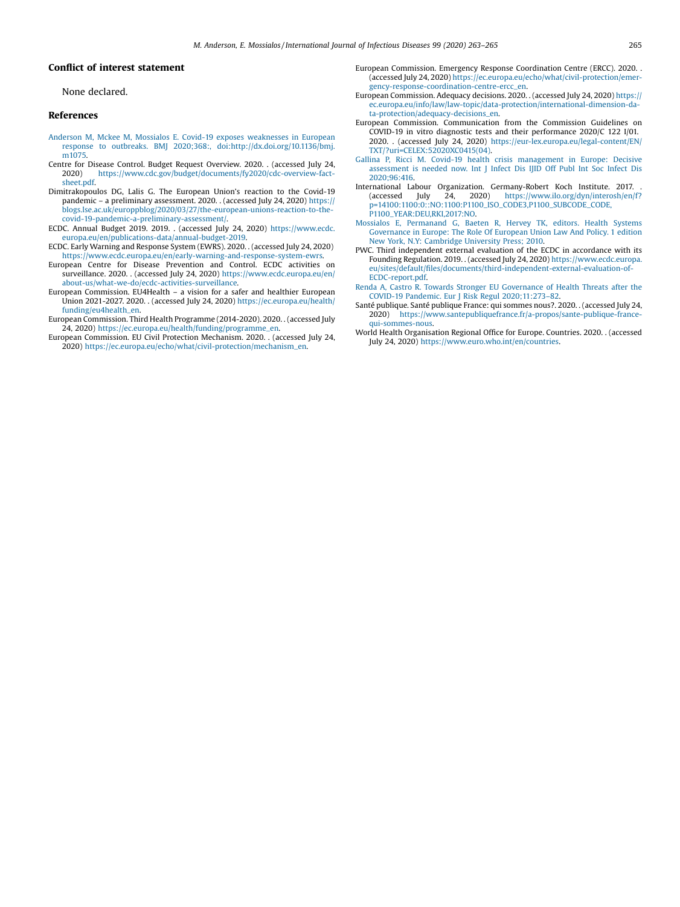## Conflict of interest statement

None declared.

## References

Anderson M, Mckee M, Mossialos E. Covid-19 exposes weaknesses in European response to outbreaks. BMJ 2020;368:, doi:http://dx.doi.org/10.1136/bmj.m1075.

Centre for Disease Control. Budget Request Overview. 2020. . (accessed July 24, 2020) https://www.cdc.gov/budget/documents/fy2020/cdc-overview-fact-sheet.pdf.

Dimitrakopoulos DG, Lalis G. The European Union's reaction to the Covid-19 pandemic – a preliminary assessment. 2020. . (accessed July 24, 2020) https://blogs.lse.ac.uk/europpblog/2020/03/27/the-european-unions-reaction-to-the-covid-19-pandemic-a-preliminary-assessment/.

ECDC. Annual Budget 2019. 2019. . (accessed July 24, 2020) https://www.ecdc.europa.eu/en/publications-data/annual-budget-2019.

ECDC. Early Warning and Response System (EWRS). 2020. . (accessed July 24, 2020) https://www.ecdc.europa.eu/en/early-warning-and-response-system-ewrs.

European Centre for Disease Prevention and Control. ECDC activities on surveillance. 2020. . (accessed July 24, 2020) https://www.ecdc.europa.eu/en/about-us/what-we-do/ecdc-activities-surveillance.

European Commission. EU4Health – a vision for a safer and healthier European Union 2021-2027. 2020. . (accessed July 24, 2020) https://ec.europa.eu/health/funding/eu4health_en.

European Commission. Third Health Programme (2014-2020). 2020. . (accessed July 24, 2020) https://ec.europa.eu/health/funding/programme_en.

European Commission. EU Civil Protection Mechanism. 2020. . (accessed July 24, 2020) https://ec.europa.eu/echo/what/civil-protection/mechanism_en.

European Commission. Emergency Response Coordination Centre (ERCC). 2020. . (accessed July 24, 2020) https://ec.europa.eu/echo/what/civil-protection/emergency-response-coordination-centre-ercc_en.

European Commission. Adequacy decisions. 2020. . (accessed July 24, 2020) https://ec.europa.eu/info/law/law-topic/data-protection/international-dimension-data-protection/adequacy-decisions_en.

European Commission. Communication from the Commission Guidelines on COVID-19 in vitro diagnostic tests and their performance 2020/C 122 I/01. 2020. . (accessed July 24, 2020) https://eur-lex.europa.eu/legal-content/EN/TXT/?uri=CELEX:52020XC0415(04).

Gallina P, Ricci M. Covid-19 health crisis management in Europe: Decisive assessment is needed now. Int J Infect Dis IJID Off Publ Int Soc Infect Dis 2020;96:416.

International Labour Organization. Germany-Robert Koch Institute. 2017. . (accessed July 24, 2020) https://www.ilo.org/dyn/interosh/en/f?p=14100:1100:0::NO:1100:P1100_ISO_CODE3,P1100_SUBCODE_CODE,P1100_YEAR:DEU,RKI,2017:NO.

Mossialos E, Permanand G, Baeten R, Hervey TK, editors. Health Systems Governance in Europe: The Role Of European Union Law And Policy. 1 edition New York, N.Y: Cambridge University Press; 2010.

PWC. Third independent external evaluation of the ECDC in accordance with its Founding Regulation. 2019. . (accessed July 24, 2020) https://www.ecdc.europa.eu/sites/default/files/documents/third-independent-external-evaluation-of-ECDC-report.pdf.

Renda A, Castro R. Towards Stronger EU Governance of Health Threats after the COVID-19 Pandemic. Eur J Risk Regul 2020;11:273–82.

Santé publique. Santé publique France: qui sommes nous?. 2020. . (accessed July 24, 2020) https://www.santepubliquefrance.fr/a-propos/sante-publique-france-qui-sommes-nous.

World Health Organisation Regional Office for Europe. Countries. 2020. . (accessed July 24, 2020) https://www.euro.who.int/en/countries.